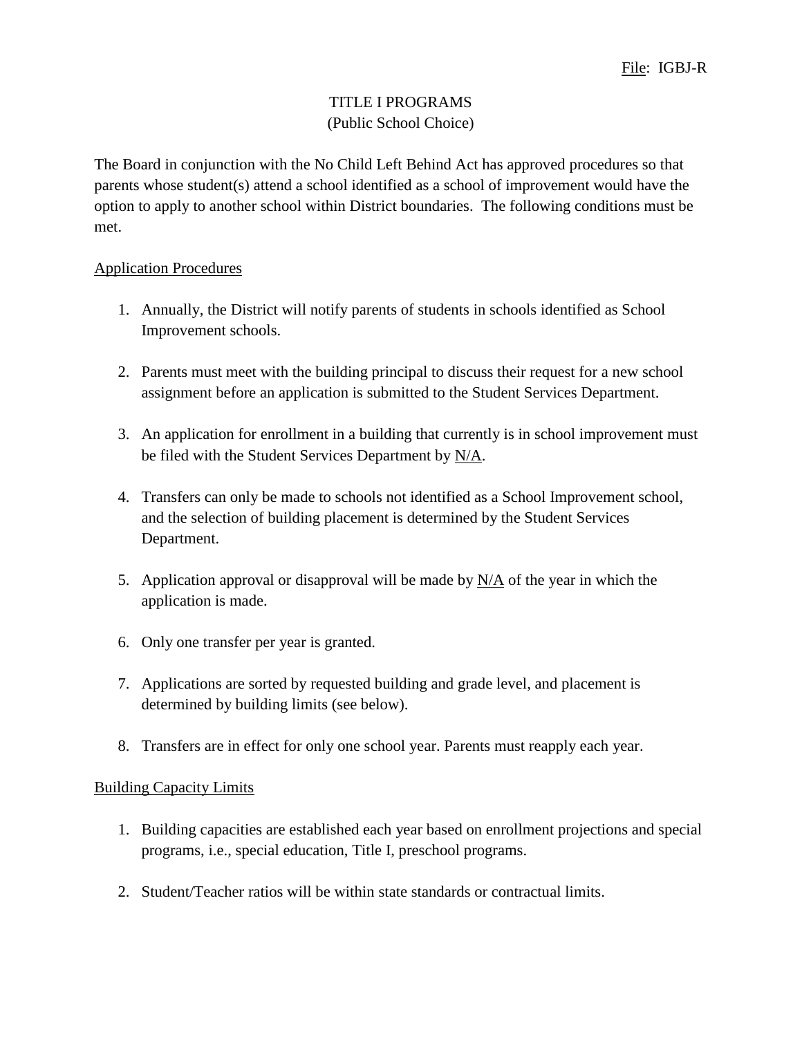File: IGBJ-R

# TITLE I PROGRAMS
## (Public School Choice)

The Board in conjunction with the No Child Left Behind Act has approved procedures so that parents whose student(s) attend a school identified as a school of improvement would have the option to apply to another school within District boundaries. The following conditions must be met.

### Application Procedures

1. Annually, the District will notify parents of students in schools identified as School Improvement schools.

2. Parents must meet with the building principal to discuss their request for a new school assignment before an application is submitted to the Student Services Department.

3. An application for enrollment in a building that currently is in school improvement must be filed with the Student Services Department by N/A.

4. Transfers can only be made to schools not identified as a School Improvement school, and the selection of building placement is determined by the Student Services Department.

5. Application approval or disapproval will be made by N/A of the year in which the application is made.

6. Only one transfer per year is granted.

7. Applications are sorted by requested building and grade level, and placement is determined by building limits (see below).

8. Transfers are in effect for only one school year. Parents must reapply each year.

### Building Capacity Limits

1. Building capacities are established each year based on enrollment projections and special programs, i.e., special education, Title I, preschool programs.

2. Student/Teacher ratios will be within state standards or contractual limits.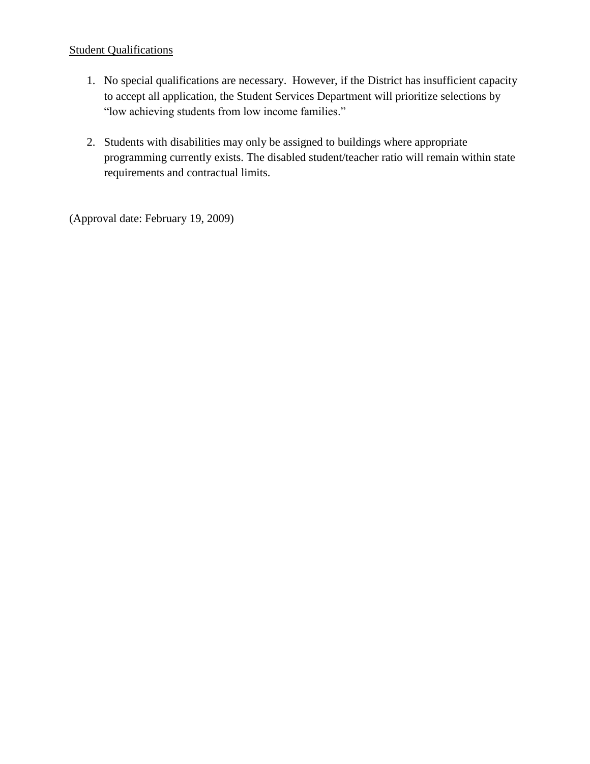<u>Student Qualifications</u>

1. No special qualifications are necessary. However, if the District has insufficient capacity to accept all application, the Student Services Department will prioritize selections by "low achieving students from low income families."

2. Students with disabilities may only be assigned to buildings where appropriate programming currently exists. The disabled student/teacher ratio will remain within state requirements and contractual limits.

(Approval date: February 19, 2009)